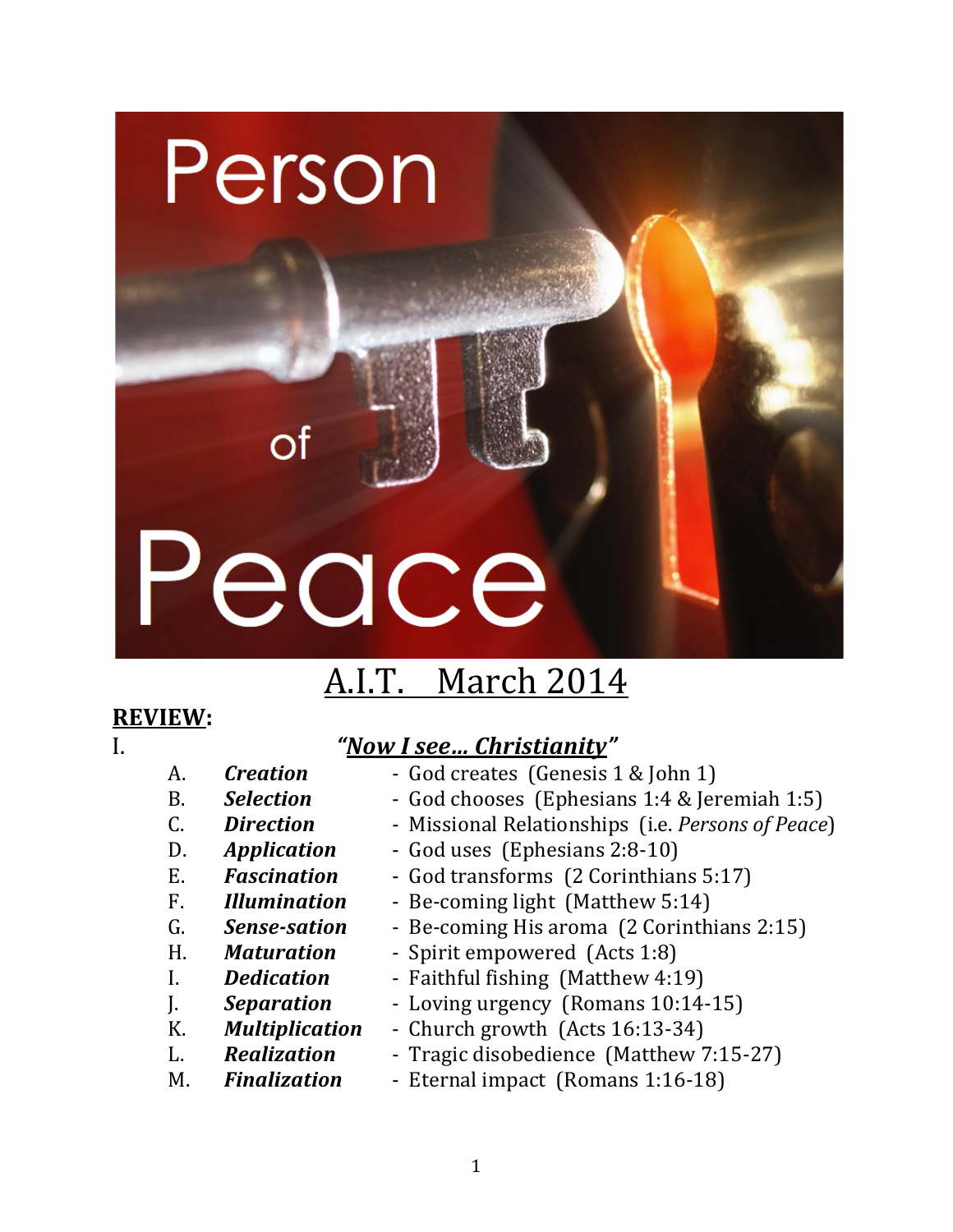# Person of Peace

## A.I.T. March 2014

**REVIEW:**

I. ***"Now I see… Christianity"***

A. ***Creation*** - God creates (Genesis 1 & John 1)
B. ***Selection*** - God chooses (Ephesians 1:4 & Jeremiah 1:5)
C. ***Direction*** - Missional Relationships (i.e. *Persons of Peace*)
D. ***Application*** - God uses (Ephesians 2:8-10)
E. ***Fascination*** - God transforms (2 Corinthians 5:17)
F. ***Illumination*** - Be-coming light (Matthew 5:14)
G. ***Sense-sation*** - Be-coming His aroma (2 Corinthians 2:15)
H. ***Maturation*** - Spirit empowered (Acts 1:8)
I. ***Dedication*** - Faithful fishing (Matthew 4:19)
J. ***Separation*** - Loving urgency (Romans 10:14-15)
K. ***Multiplication*** - Church growth (Acts 16:13-34)
L. ***Realization*** - Tragic disobedience (Matthew 7:15-27)
M. ***Finalization*** - Eternal impact (Romans 1:16-18)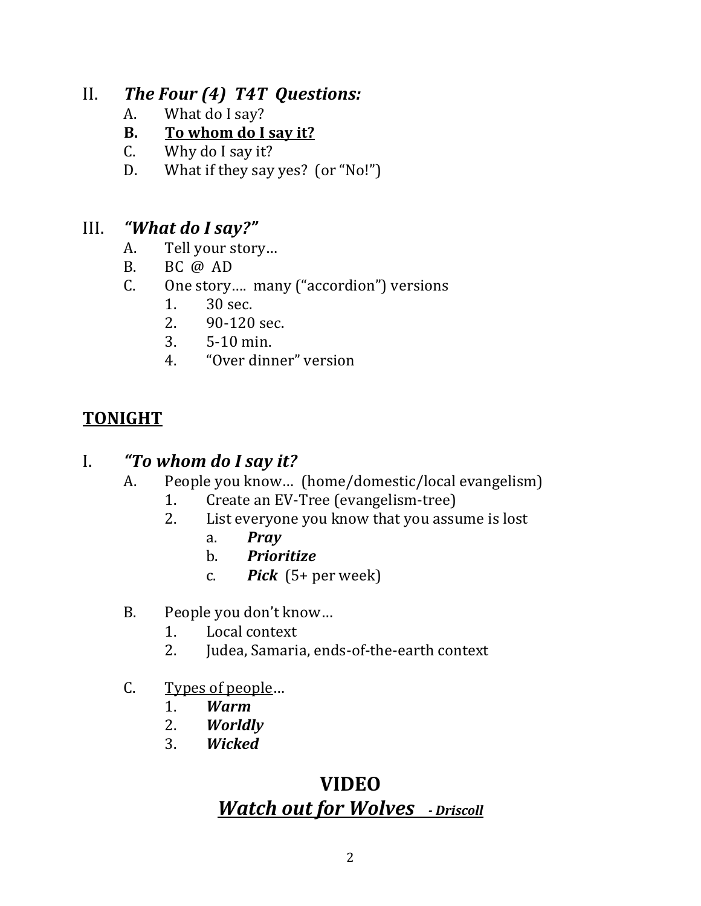## II. *The Four (4) T4T Questions:*

- A. What do I say?
- **B. <u>To whom do I say it?</u>**
- C. Why do I say it?
- D. What if they say yes? (or "No!")

## III. *"What do I say?"*

- A. Tell your story…
- B. BC @ AD
- C. One story…. many ("accordion") versions
  1. 30 sec.
  2. 90-120 sec.
  3. 5-10 min.
  4. "Over dinner" version

## <u>TONIGHT</u>

## I. *"To whom do I say it?*

- A. People you know… (home/domestic/local evangelism)
  1. Create an EV-Tree (evangelism-tree)
  2. List everyone you know that you assume is lost
     - a. ***Pray***
     - b. ***Prioritize***
     - c. ***Pick*** (5+ per week)

- B. People you don't know…
  1. Local context
  2. Judea, Samaria, ends-of-the-earth context

- C. <u>Types of people</u>…
  1. ***Warm***
  2. ***Worldly***
  3. ***Wicked***

# VIDEO

## <u>*Watch out for Wolves - Driscoll*</u>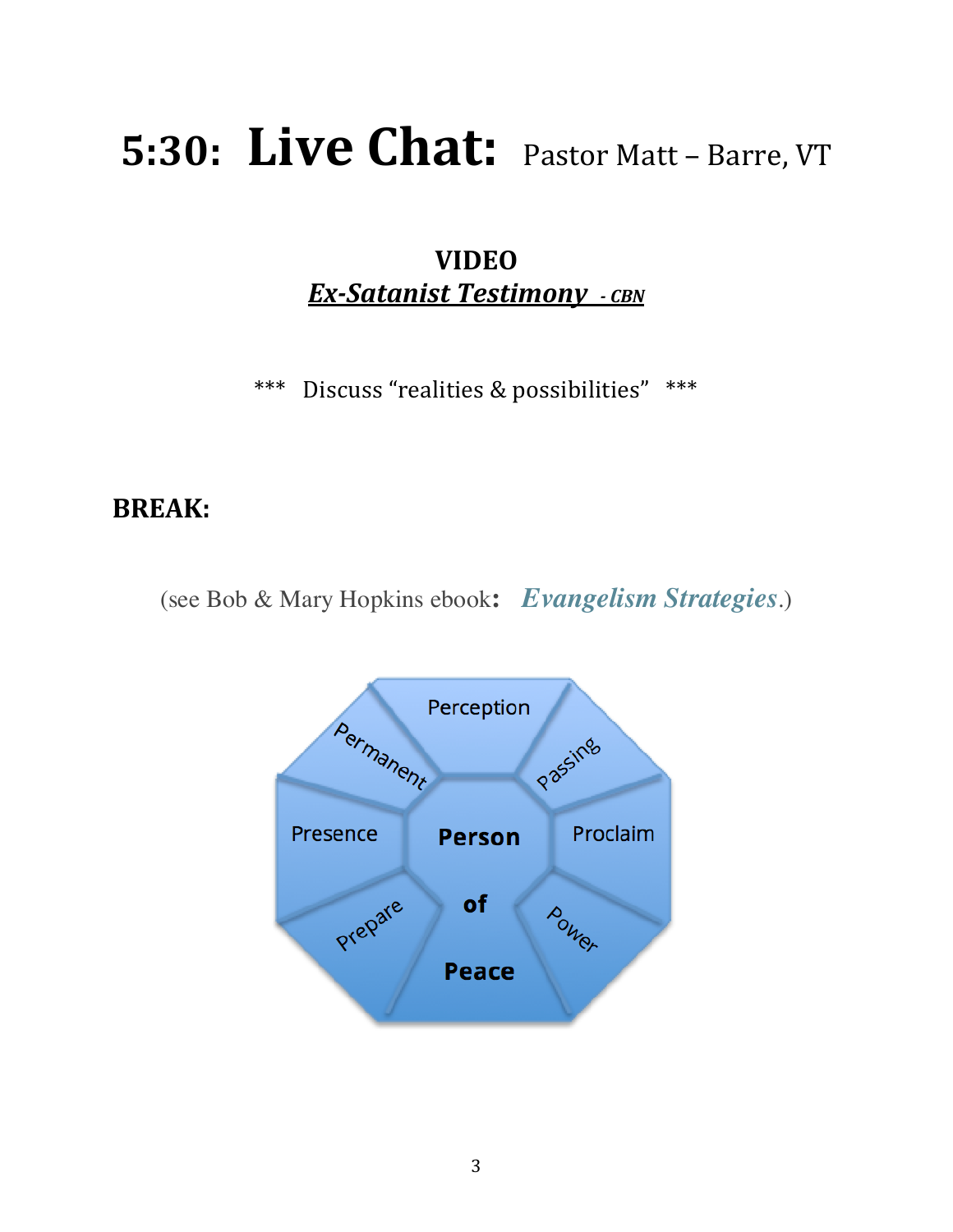# 5:30: Live Chat: Pastor Matt – Barre, VT

**VIDEO**

***Ex-Satanist Testimony - CBN***

\*\*\* Discuss "realities & possibilities" \*\*\*

**BREAK:**

(see Bob & Mary Hopkins ebook**:** ***Evangelism Strategies***.)

Perception

Passing

Proclaim

Power

Prepare

Presence

Permanent

**Person of Peace**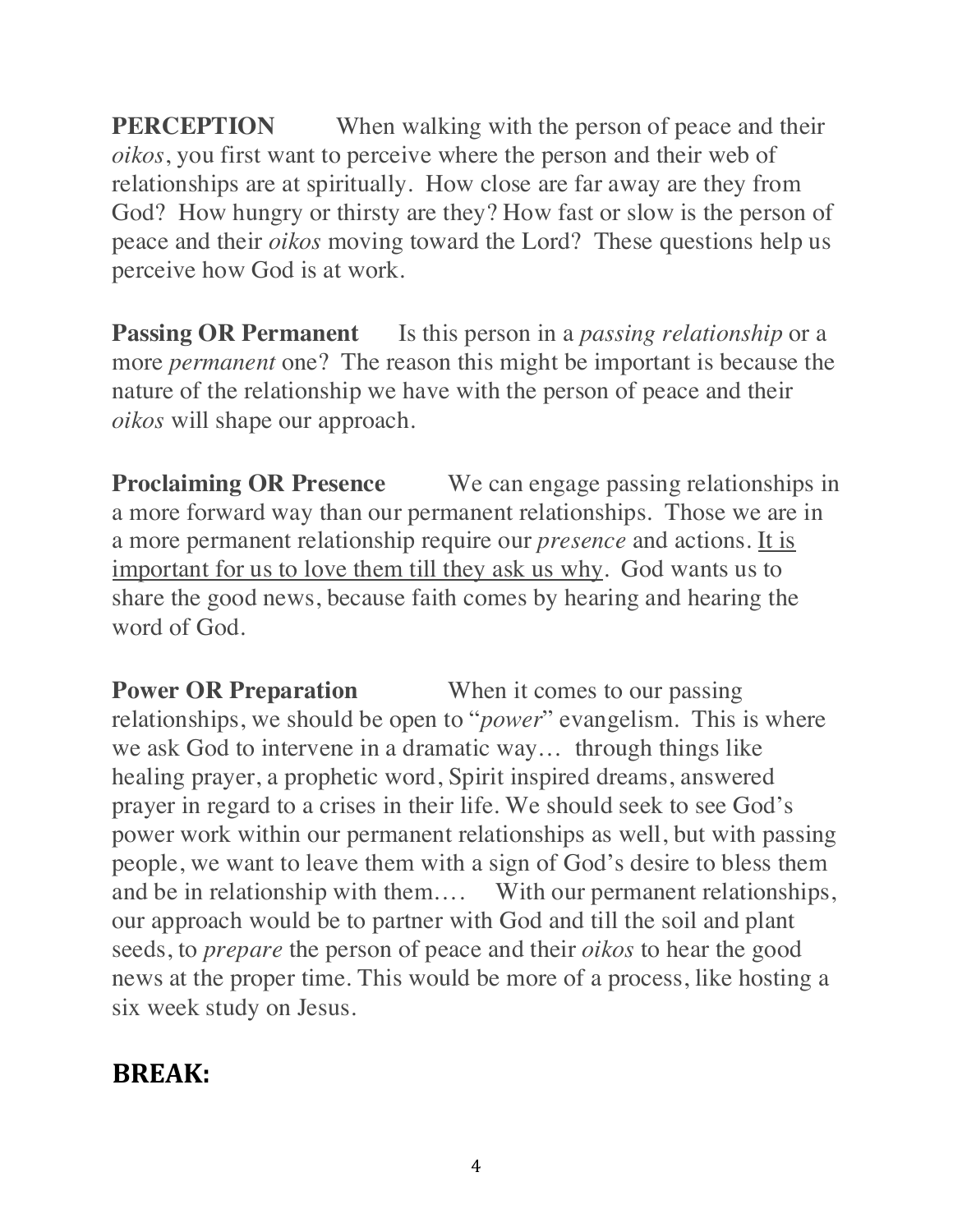**PERCEPTION** When walking with the person of peace and their *oikos*, you first want to perceive where the person and their web of relationships are at spiritually. How close are far away are they from God? How hungry or thirsty are they? How fast or slow is the person of peace and their *oikos* moving toward the Lord? These questions help us perceive how God is at work.

**Passing OR Permanent** Is this person in a *passing relationship* or a more *permanent* one? The reason this might be important is because the nature of the relationship we have with the person of peace and their *oikos* will shape our approach.

**Proclaiming OR Presence** We can engage passing relationships in a more forward way than our permanent relationships. Those we are in a more permanent relationship require our *presence* and actions. <u>It is important for us to love them till they ask us why</u>. God wants us to share the good news, because faith comes by hearing and hearing the word of God.

**Power OR Preparation** When it comes to our passing relationships, we should be open to "*power*" evangelism. This is where we ask God to intervene in a dramatic way… through things like healing prayer, a prophetic word, Spirit inspired dreams, answered prayer in regard to a crises in their life. We should seek to see God's power work within our permanent relationships as well, but with passing people, we want to leave them with a sign of God's desire to bless them and be in relationship with them.… With our permanent relationships, our approach would be to partner with God and till the soil and plant seeds, to *prepare* the person of peace and their *oikos* to hear the good news at the proper time. This would be more of a process, like hosting a six week study on Jesus.

## BREAK: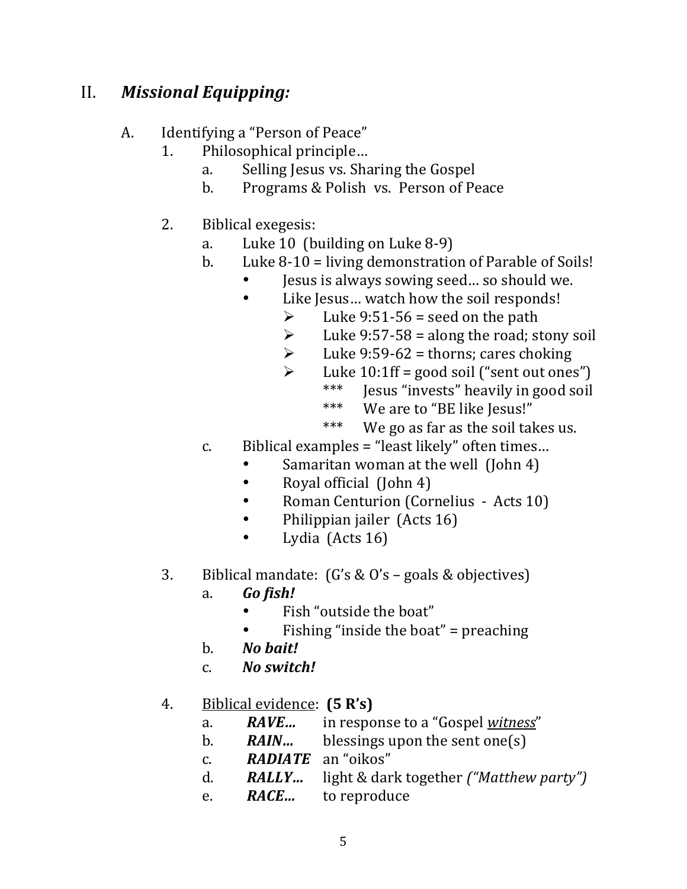## II. *Missional Equipping:*

A. Identifying a "Person of Peace"

1. Philosophical principle…
   a. Selling Jesus vs. Sharing the Gospel
   b. Programs & Polish vs. Person of Peace

2. Biblical exegesis:
   a. Luke 10 (building on Luke 8-9)
   b. Luke 8-10 = living demonstration of Parable of Soils!
      - Jesus is always sowing seed… so should we.
      - Like Jesus… watch how the soil responds!
        - ➢ Luke 9:51-56 = seed on the path
        - ➢ Luke 9:57-58 = along the road; stony soil
        - ➢ Luke 9:59-62 = thorns; cares choking
        - ➢ Luke 10:1ff = good soil ("sent out ones")
          - *** Jesus "invests" heavily in good soil
          - *** We are to "BE like Jesus!"
          - *** We go as far as the soil takes us.
   c. Biblical examples = "least likely" often times…
      - Samaritan woman at the well (John 4)
      - Royal official (John 4)
      - Roman Centurion (Cornelius - Acts 10)
      - Philippian jailer (Acts 16)
      - Lydia (Acts 16)

3. Biblical mandate: (G's & O's – goals & objectives)
   a. ***Go fish!***
      - Fish "outside the boat"
      - Fishing "inside the boat" = preaching
   b. ***No bait!***
   c. ***No switch!***

4. <u>Biblical evidence</u>: **(5 R's)**
   a. ***RAVE…*** in response to a "Gospel <u>*witness*</u>"
   b. ***RAIN…*** blessings upon the sent one(s)
   c. ***RADIATE*** an "oikos"
   d. ***RALLY…*** light & dark together *("Matthew party")*
   e. ***RACE…*** to reproduce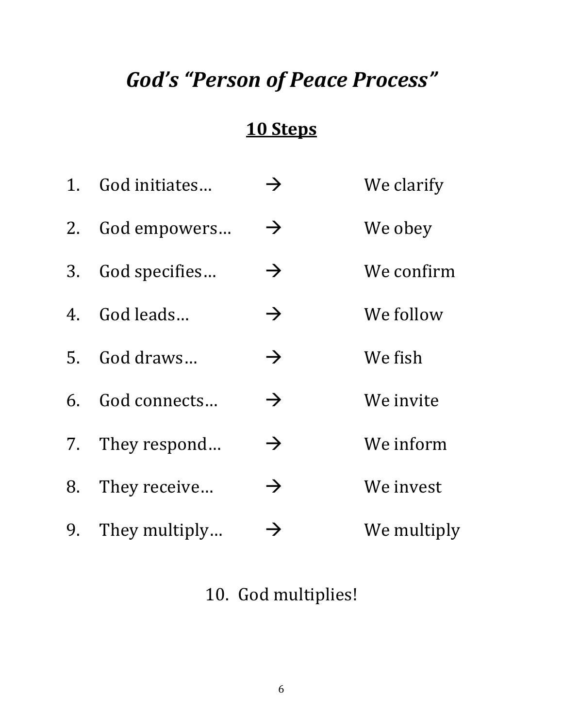# *God's "Person of Peace Process"*

## <u>10 Steps</u>

1. God initiates… → We clarify
2. God empowers… → We obey
3. God specifies… → We confirm
4. God leads… → We follow
5. God draws… → We fish
6. God connects… → We invite
7. They respond… → We inform
8. They receive… → We invest
9. They multiply… → We multiply

10. God multiplies!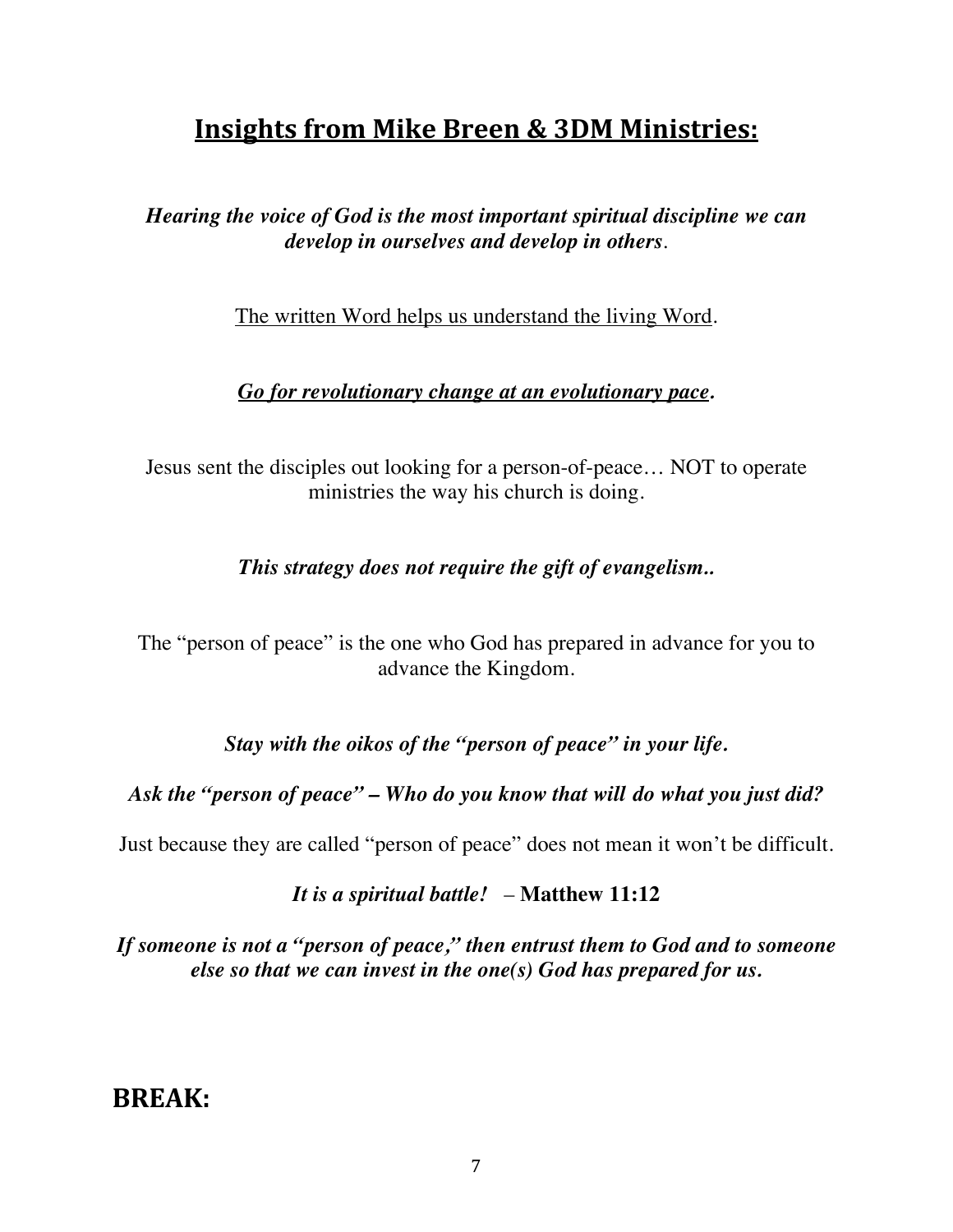## Insights from Mike Breen & 3DM Ministries:

***Hearing the voice of God is the most important spiritual discipline we can develop in ourselves and develop in others*.**

<u>The written Word helps us understand the living Word</u>.

***<u>Go for revolutionary change at an evolutionary pace</u>.***

Jesus sent the disciples out looking for a person-of-peace… NOT to operate ministries the way his church is doing.

***This strategy does not require the gift of evangelism..***

The "person of peace" is the one who God has prepared in advance for you to advance the Kingdom.

***Stay with the oikos of the "person of peace" in your life.***

***Ask the "person of peace" – Who do you know that will do what you just did?***

Just because they are called "person of peace" does not mean it won't be difficult.

***It is a spiritual battle!*** – **Matthew 11:12**

***If someone is not a "person of peace," then entrust them to God and to someone else so that we can invest in the one(s) God has prepared for us.***

## BREAK: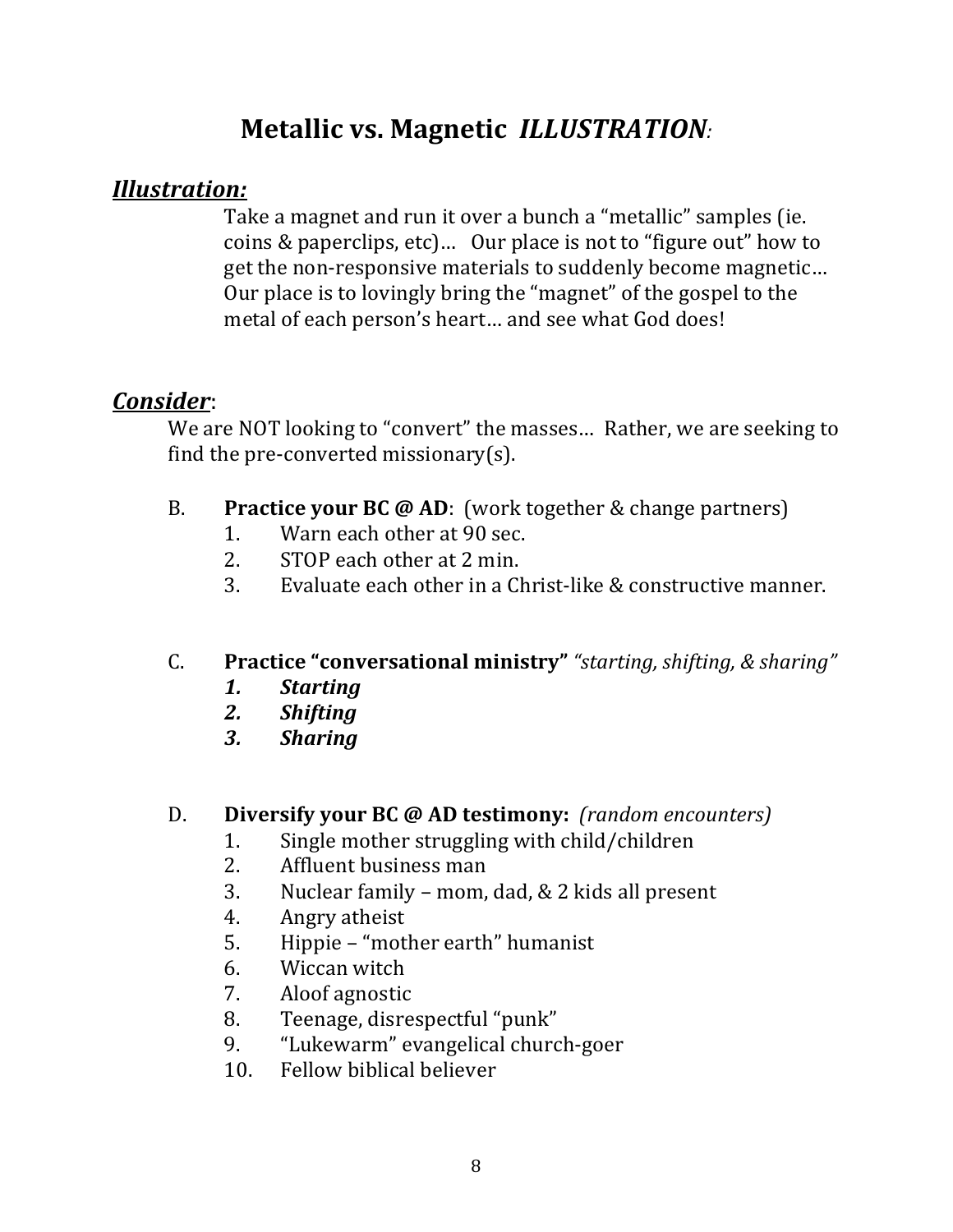# Metallic vs. Magnetic *ILLUSTRATION*:

## ***Illustration:***

Take a magnet and run it over a bunch a "metallic" samples (ie. coins & paperclips, etc)… Our place is not to "figure out" how to get the non-responsive materials to suddenly become magnetic… Our place is to lovingly bring the "magnet" of the gospel to the metal of each person's heart… and see what God does!

## ***Consider***:

We are NOT looking to "convert" the masses… Rather, we are seeking to find the pre-converted missionary(s).

B. **Practice your BC @ AD**: (work together & change partners)
   1. Warn each other at 90 sec.
   2. STOP each other at 2 min.
   3. Evaluate each other in a Christ-like & constructive manner.

C. **Practice "conversational ministry"** *"starting, shifting, & sharing"*
   1. ***Starting***
   2. ***Shifting***
   3. ***Sharing***

D. **Diversify your BC @ AD testimony:** *(random encounters)*
   1. Single mother struggling with child/children
   2. Affluent business man
   3. Nuclear family – mom, dad, & 2 kids all present
   4. Angry atheist
   5. Hippie – "mother earth" humanist
   6. Wiccan witch
   7. Aloof agnostic
   8. Teenage, disrespectful "punk"
   9. "Lukewarm" evangelical church-goer
   10. Fellow biblical believer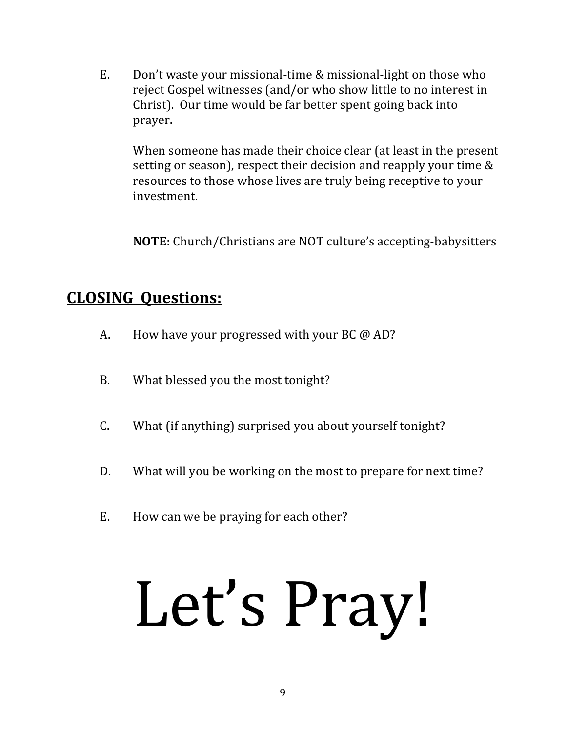E. Don't waste your missional-time & missional-light on those who reject Gospel witnesses (and/or who show little to no interest in Christ). Our time would be far better spent going back into prayer.

   When someone has made their choice clear (at least in the present setting or season), respect their decision and reapply your time & resources to those whose lives are truly being receptive to your investment.

   **NOTE:** Church/Christians are NOT culture's accepting-babysitters

## **<u>CLOSING Questions:</u>**

A. How have your progressed with your BC @ AD?

B. What blessed you the most tonight?

C. What (if anything) surprised you about yourself tonight?

D. What will you be working on the most to prepare for next time?

E. How can we be praying for each other?

# Let's Pray!